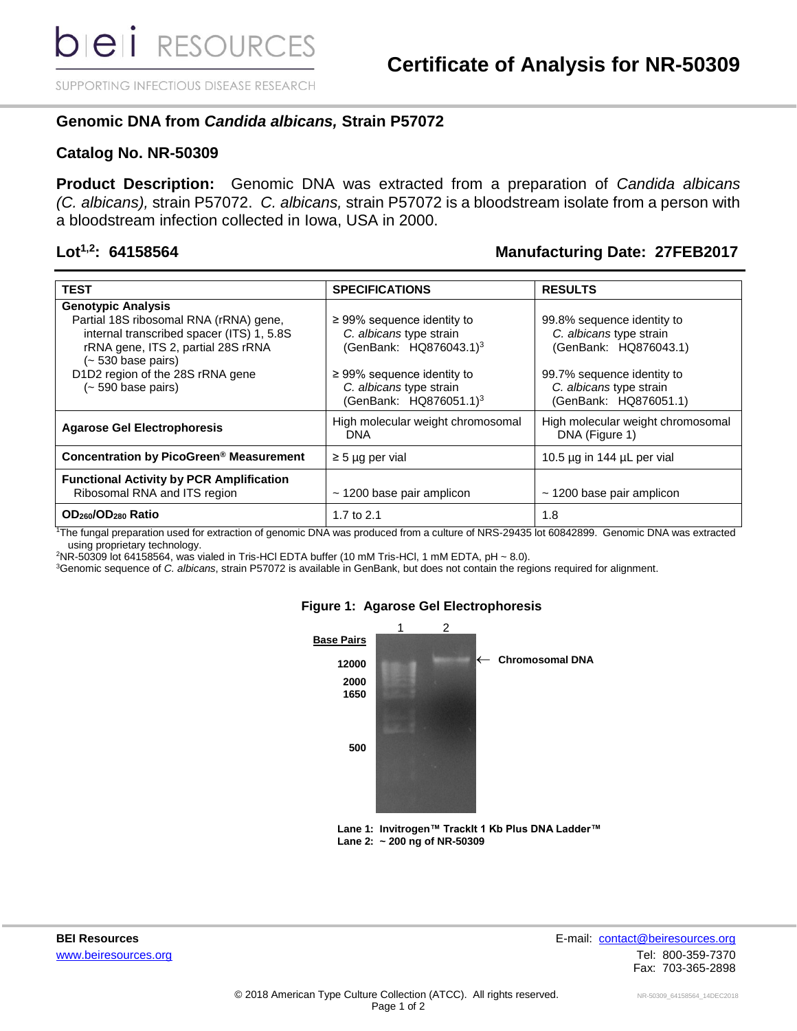# Certificate of Analysis for NR-50309

## Genomic DNA from *Candida albicans,* Strain P57072

## Catalog No. NR-50309

**Product Description:** Genomic DNA was extracted from a preparation of *Candida albicans (C. albicans),* strain P57072. *C. albicans,* strain P57072 is a bloodstream isolate from a person with a bloodstream infection collected in Iowa, USA in 2000.

**Lot[1,2]: 64158564** **Manufacturing Date: 27FEB2017**

| TEST | SPECIFICATIONS | RESULTS |
|---|---|---|
| **Genotypic Analysis** | | |
| Partial 18S ribosomal RNA (rRNA) gene, internal transcribed spacer (ITS) 1, 5.8S rRNA gene, ITS 2, partial 28S rRNA (~ 530 base pairs) | ≥ 99% sequence identity to *C. albicans* type strain (GenBank: HQ876043.1)[3] | 99.8% sequence identity to *C. albicans* type strain (GenBank: HQ876043.1) |
| D1D2 region of the 28S rRNA gene (~ 590 base pairs) | ≥ 99% sequence identity to *C. albicans* type strain (GenBank: HQ876051.1)[3] | 99.7% sequence identity to *C. albicans* type strain (GenBank: HQ876051.1) |
| **Agarose Gel Electrophoresis** | High molecular weight chromosomal DNA | High molecular weight chromosomal DNA (Figure 1) |
| **Concentration by PicoGreen® Measurement** | ≥ 5 µg per vial | 10.5 µg in 144 µL per vial |
| **Functional Activity by PCR Amplification** Ribosomal RNA and ITS region | ~ 1200 base pair amplicon | ~ 1200 base pair amplicon |
| **$OD_{260}/OD_{280}$ Ratio** | 1.7 to 2.1 | 1.8 |

[1]The fungal preparation used for extraction of genomic DNA was produced from a culture of NRS-29435 lot 60842899. Genomic DNA was extracted using proprietary technology.

[2]NR-50309 lot 64158564, was vialed in Tris-HCl EDTA buffer (10 mM Tris-HCl, 1 mM EDTA, pH ~ 8.0).

[3]Genomic sequence of *C. albicans*, strain P57072 is available in GenBank, but does not contain the regions required for alignment.

**Figure 1: Agarose Gel Electrophoresis**

**Lane 1: Invitrogen™ TrackIt 1 Kb Plus DNA Ladder™**
**Lane 2: ~ 200 ng of NR-50309**

**BEI Resources**
www.beiresources.org

E-mail: contact@beiresources.org
Tel: 800-359-7370
Fax: 703-365-2898

© 2018 American Type Culture Collection (ATCC). All rights reserved.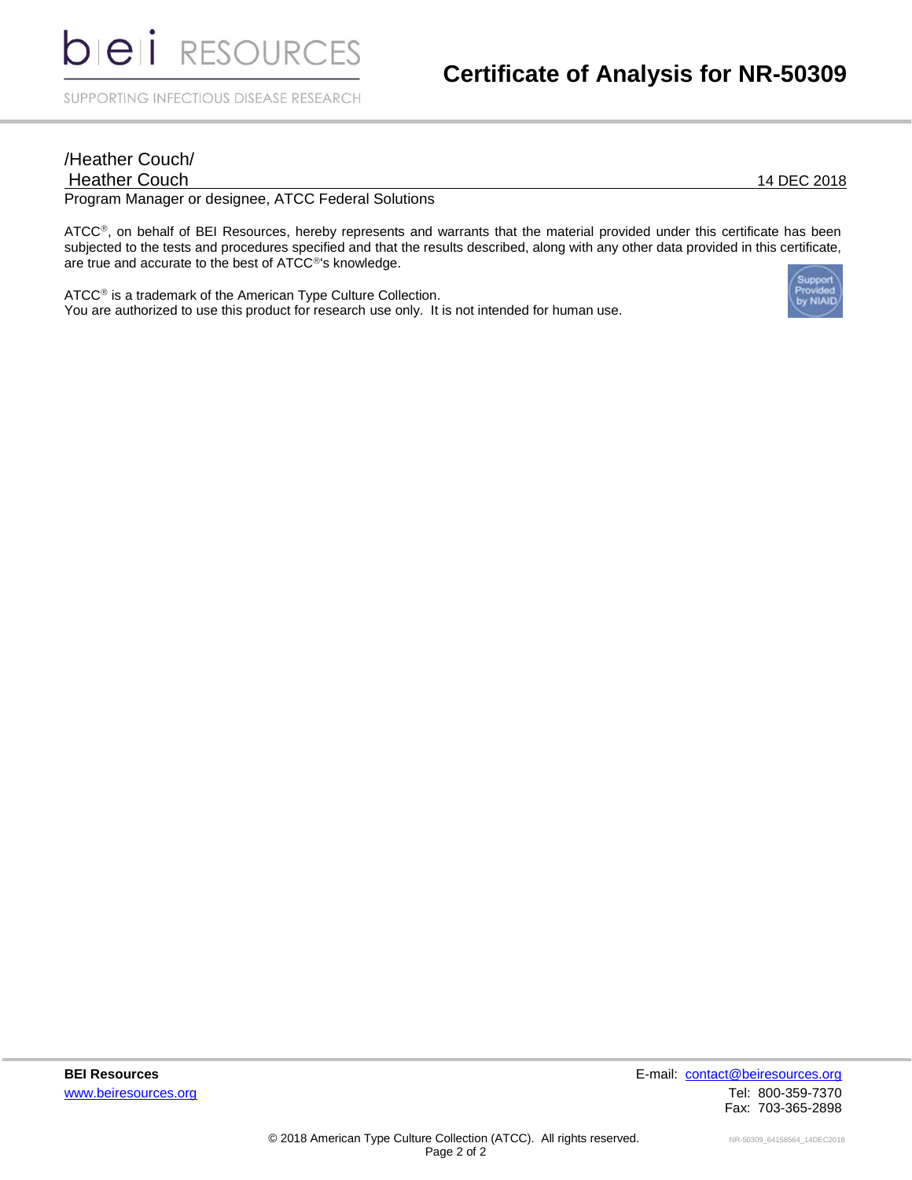/Heather Couch/

Heather Couch 14 DEC 2018

Program Manager or designee, ATCC Federal Solutions

ATCC®, on behalf of BEI Resources, hereby represents and warrants that the material provided under this certificate has been subjected to the tests and procedures specified and that the results described, along with any other data provided in this certificate, are true and accurate to the best of ATCC®'s knowledge.

ATCC® is a trademark of the American Type Culture Collection.
You are authorized to use this product for research use only. It is not intended for human use.

**BEI Resources**
www.beiresources.org

E-mail: contact@beiresources.org
Tel: 800-359-7370
Fax: 703-365-2898

© 2018 American Type Culture Collection (ATCC). All rights reserved.

NR-50309_64158564_14DEC2018